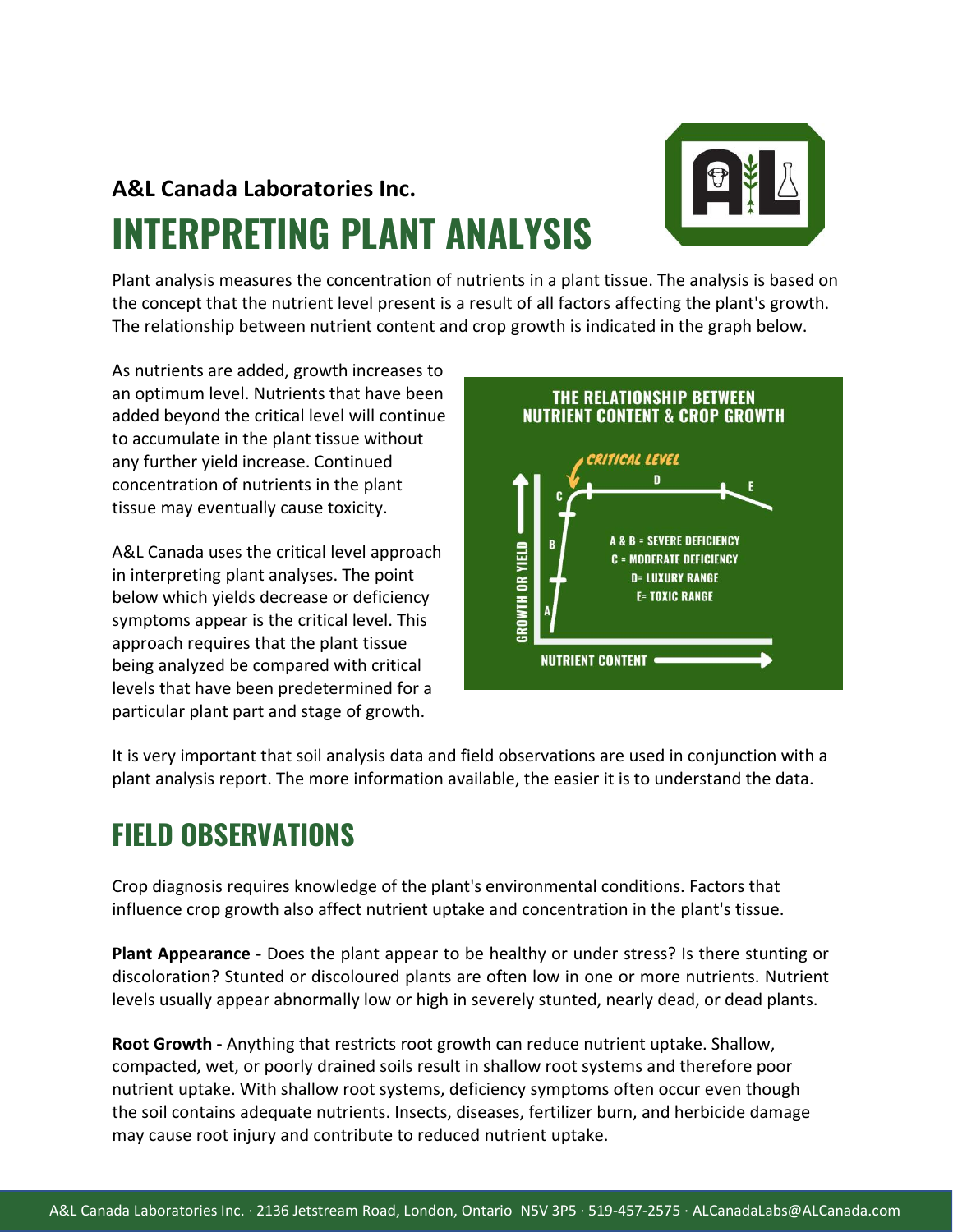**A&L Canada Laboratories Inc.**

# INTERPRETING PLANT ANALYSIS

Plant analysis measures the concentration of nutrients in a plant tissue. The analysis is based on the concept that the nutrient level present is a result of all factors affecting the plant's growth. The relationship between nutrient content and crop growth is indicated in the graph below.

As nutrients are added, growth increases to an optimum level. Nutrients that have been added beyond the critical level will continue to accumulate in the plant tissue without any further yield increase. Continued concentration of nutrients in the plant tissue may eventually cause toxicity.

A&L Canada uses the critical level approach in interpreting plant analyses. The point below which yields decrease or deficiency symptoms appear is the critical level. This approach requires that the plant tissue being analyzed be compared with critical levels that have been predetermined for a particular plant part and stage of growth.

**THE RELATIONSHIP BETWEEN NUTRIENT CONTENT & CROP GROWTH**

- A & B = SEVERE DEFICIENCY
- C = MODERATE DEFICIENCY
- D= LUXURY RANGE
- E= TOXIC RANGE

It is very important that soil analysis data and field observations are used in conjunction with a plant analysis report. The more information available, the easier it is to understand the data.

## FIELD OBSERVATIONS

Crop diagnosis requires knowledge of the plant's environmental conditions. Factors that influence crop growth also affect nutrient uptake and concentration in the plant's tissue.

**Plant Appearance -** Does the plant appear to be healthy or under stress? Is there stunting or discoloration? Stunted or discoloured plants are often low in one or more nutrients. Nutrient levels usually appear abnormally low or high in severely stunted, nearly dead, or dead plants.

**Root Growth -** Anything that restricts root growth can reduce nutrient uptake. Shallow, compacted, wet, or poorly drained soils result in shallow root systems and therefore poor nutrient uptake. With shallow root systems, deficiency symptoms often occur even though the soil contains adequate nutrients. Insects, diseases, fertilizer burn, and herbicide damage may cause root injury and contribute to reduced nutrient uptake.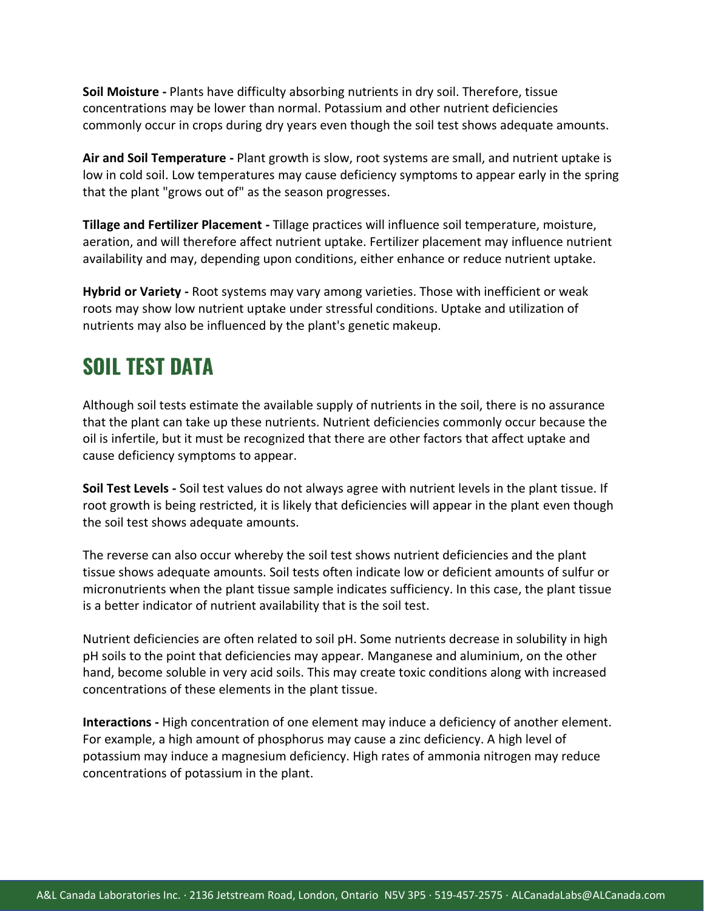**Soil Moisture -** Plants have difficulty absorbing nutrients in dry soil. Therefore, tissue concentrations may be lower than normal. Potassium and other nutrient deficiencies commonly occur in crops during dry years even though the soil test shows adequate amounts.

**Air and Soil Temperature -** Plant growth is slow, root systems are small, and nutrient uptake is low in cold soil. Low temperatures may cause deficiency symptoms to appear early in the spring that the plant "grows out of" as the season progresses.

**Tillage and Fertilizer Placement -** Tillage practices will influence soil temperature, moisture, aeration, and will therefore affect nutrient uptake. Fertilizer placement may influence nutrient availability and may, depending upon conditions, either enhance or reduce nutrient uptake.

**Hybrid or Variety -** Root systems may vary among varieties. Those with inefficient or weak roots may show low nutrient uptake under stressful conditions. Uptake and utilization of nutrients may also be influenced by the plant's genetic makeup.

## SOIL TEST DATA

Although soil tests estimate the available supply of nutrients in the soil, there is no assurance that the plant can take up these nutrients. Nutrient deficiencies commonly occur because the oil is infertile, but it must be recognized that there are other factors that affect uptake and cause deficiency symptoms to appear.

**Soil Test Levels -** Soil test values do not always agree with nutrient levels in the plant tissue. If root growth is being restricted, it is likely that deficiencies will appear in the plant even though the soil test shows adequate amounts.

The reverse can also occur whereby the soil test shows nutrient deficiencies and the plant tissue shows adequate amounts. Soil tests often indicate low or deficient amounts of sulfur or micronutrients when the plant tissue sample indicates sufficiency. In this case, the plant tissue is a better indicator of nutrient availability that is the soil test.

Nutrient deficiencies are often related to soil pH. Some nutrients decrease in solubility in high pH soils to the point that deficiencies may appear. Manganese and aluminium, on the other hand, become soluble in very acid soils. This may create toxic conditions along with increased concentrations of these elements in the plant tissue.

**Interactions -** High concentration of one element may induce a deficiency of another element. For example, a high amount of phosphorus may cause a zinc deficiency. A high level of potassium may induce a magnesium deficiency. High rates of ammonia nitrogen may reduce concentrations of potassium in the plant.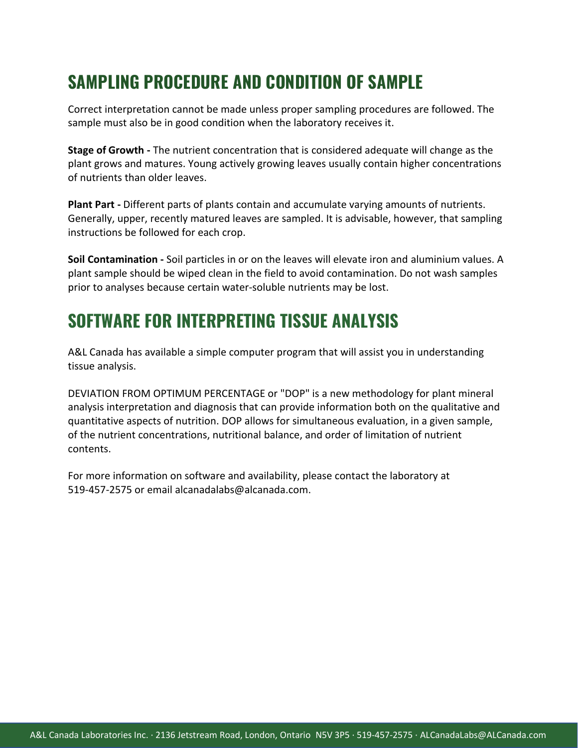## SAMPLING PROCEDURE AND CONDITION OF SAMPLE

Correct interpretation cannot be made unless proper sampling procedures are followed. The sample must also be in good condition when the laboratory receives it.

**Stage of Growth -** The nutrient concentration that is considered adequate will change as the plant grows and matures. Young actively growing leaves usually contain higher concentrations of nutrients than older leaves.

**Plant Part -** Different parts of plants contain and accumulate varying amounts of nutrients. Generally, upper, recently matured leaves are sampled. It is advisable, however, that sampling instructions be followed for each crop.

**Soil Contamination -** Soil particles in or on the leaves will elevate iron and aluminium values. A plant sample should be wiped clean in the field to avoid contamination. Do not wash samples prior to analyses because certain water-soluble nutrients may be lost.

## SOFTWARE FOR INTERPRETING TISSUE ANALYSIS

A&L Canada has available a simple computer program that will assist you in understanding tissue analysis.

DEVIATION FROM OPTIMUM PERCENTAGE or "DOP" is a new methodology for plant mineral analysis interpretation and diagnosis that can provide information both on the qualitative and quantitative aspects of nutrition. DOP allows for simultaneous evaluation, in a given sample, of the nutrient concentrations, nutritional balance, and order of limitation of nutrient contents.

For more information on software and availability, please contact the laboratory at 519-457-2575 or email alcanadalabs@alcanada.com.